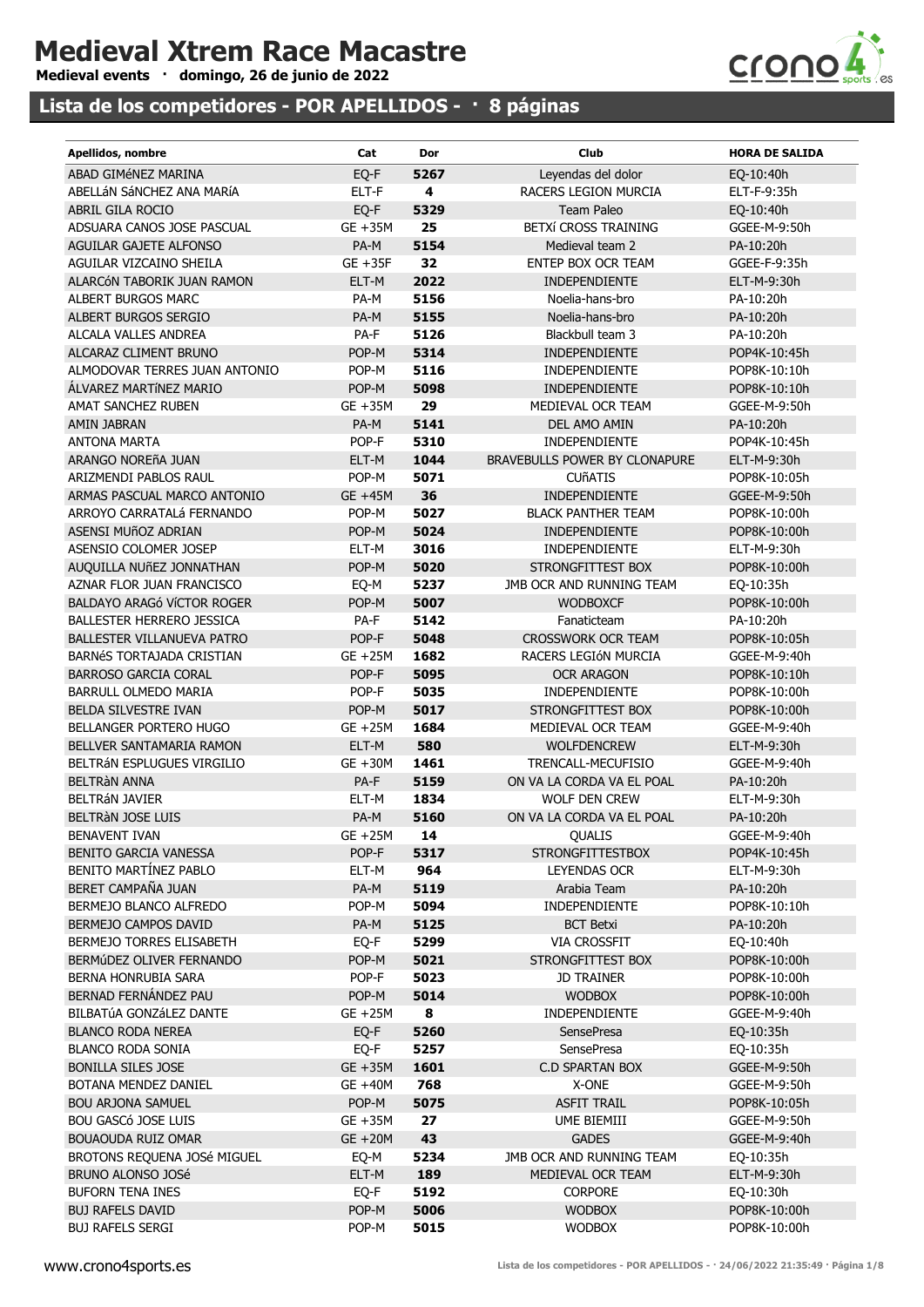# Medieval Xtrem Race Macastre

**Medieval events · domingo, 26 de junio de 2022**

## Lista de los competidores - POR APELLIDOS - · 8 páginas

| Apellidos, nombre | Cat | Dor | Club | HORA DE SALIDA |
|---|---|---|---|---|
| ABAD GIMéNEZ MARINA | EQ-F | 5267 | Leyendas del dolor | EQ-10:40h |
| ABELLáN SáNCHEZ ANA MARíA | ELT-F | 4 | RACERS LEGION MURCIA | ELT-F-9:35h |
| ABRIL GILA ROCIO | EQ-F | 5329 | Team Paleo | EQ-10:40h |
| ADSUARA CANOS JOSE PASCUAL | GE +35M | 25 | BETXí CROSS TRAINING | GGEE-M-9:50h |
| AGUILAR GAJETE ALFONSO | PA-M | 5154 | Medieval team 2 | PA-10:20h |
| AGUILAR VIZCAINO SHEILA | GE +35F | 32 | ENTEP BOX OCR TEAM | GGEE-F-9:35h |
| ALARCóN TABORIK JUAN RAMON | ELT-M | 2022 | INDEPENDIENTE | ELT-M-9:30h |
| ALBERT BURGOS MARC | PA-M | 5156 | Noelia-hans-bro | PA-10:20h |
| ALBERT BURGOS SERGIO | PA-M | 5155 | Noelia-hans-bro | PA-10:20h |
| ALCALA VALLES ANDREA | PA-F | 5126 | Blackbull team 3 | PA-10:20h |
| ALCARAZ CLIMENT BRUNO | POP-M | 5314 | INDEPENDIENTE | POP4K-10:45h |
| ALMODOVAR TERRES JUAN ANTONIO | POP-M | 5116 | INDEPENDIENTE | POP8K-10:10h |
| ÁLVAREZ MARTíNEZ MARIO | POP-M | 5098 | INDEPENDIENTE | POP8K-10:10h |
| AMAT SANCHEZ RUBEN | GE +35M | 29 | MEDIEVAL OCR TEAM | GGEE-M-9:50h |
| AMIN JABRAN | PA-M | 5141 | DEL AMO AMIN | PA-10:20h |
| ANTONA MARTA | POP-F | 5310 | INDEPENDIENTE | POP4K-10:45h |
| ARANGO NOREñA JUAN | ELT-M | 1044 | BRAVEBULLS POWER BY CLONAPURE | ELT-M-9:30h |
| ARIZMENDI PABLOS RAUL | POP-M | 5071 | CUñATIS | POP8K-10:05h |
| ARMAS PASCUAL MARCO ANTONIO | GE +45M | 36 | INDEPENDIENTE | GGEE-M-9:50h |
| ARROYO CARRATALá FERNANDO | POP-M | 5027 | BLACK PANTHER TEAM | POP8K-10:00h |
| ASENSI MUñOZ ADRIAN | POP-M | 5024 | INDEPENDIENTE | POP8K-10:00h |
| ASENSIO COLOMER JOSEP | ELT-M | 3016 | INDEPENDIENTE | ELT-M-9:30h |
| AUQUILLA NUñEZ JONNATHAN | POP-M | 5020 | STRONGFITTEST BOX | POP8K-10:00h |
| AZNAR FLOR JUAN FRANCISCO | EQ-M | 5237 | JMB OCR AND RUNNING TEAM | EQ-10:35h |
| BALDAYO ARAGó VíCTOR ROGER | POP-M | 5007 | WODBOXCF | POP8K-10:00h |
| BALLESTER HERRERO JESSICA | PA-F | 5142 | Fanaticteam | PA-10:20h |
| BALLESTER VILLANUEVA PATRO | POP-F | 5048 | CROSSWORK OCR TEAM | POP8K-10:05h |
| BARNéS TORTAJADA CRISTIAN | GE +25M | 1682 | RACERS LEGIóN MURCIA | GGEE-M-9:40h |
| BARROSO GARCIA CORAL | POP-F | 5095 | OCR ARAGON | POP8K-10:10h |
| BARRULL OLMEDO MARIA | POP-F | 5035 | INDEPENDIENTE | POP8K-10:00h |
| BELDA SILVESTRE IVAN | POP-M | 5017 | STRONGFITTEST BOX | POP8K-10:00h |
| BELLANGER PORTERO HUGO | GE +25M | 1684 | MEDIEVAL OCR TEAM | GGEE-M-9:40h |
| BELLVER SANTAMARIA RAMON | ELT-M | 580 | WOLFDENCREW | ELT-M-9:30h |
| BELTRáN ESPLUGUES VIRGILIO | GE +30M | 1461 | TRENCALL-MECUFISIO | GGEE-M-9:40h |
| BELTRàN ANNA | PA-F | 5159 | ON VA LA CORDA VA EL POAL | PA-10:20h |
| BELTRáN JAVIER | ELT-M | 1834 | WOLF DEN CREW | ELT-M-9:30h |
| BELTRàN JOSE LUIS | PA-M | 5160 | ON VA LA CORDA VA EL POAL | PA-10:20h |
| BENAVENT IVAN | GE +25M | 14 | QUALIS | GGEE-M-9:40h |
| BENITO GARCIA VANESSA | POP-F | 5317 | STRONGFITTESTBOX | POP4K-10:45h |
| BENITO MARTÍNEZ PABLO | ELT-M | 964 | LEYENDAS OCR | ELT-M-9:30h |
| BERET CAMPAÑA JUAN | PA-M | 5119 | Arabia Team | PA-10:20h |
| BERMEJO BLANCO ALFREDO | POP-M | 5094 | INDEPENDIENTE | POP8K-10:10h |
| BERMEJO CAMPOS DAVID | PA-M | 5125 | BCT Betxi | PA-10:20h |
| BERMEJO TORRES ELISABETH | EQ-F | 5299 | VIA CROSSFIT | EQ-10:40h |
| BERMúDEZ OLIVER FERNANDO | POP-M | 5021 | STRONGFITTEST BOX | POP8K-10:00h |
| BERNA HONRUBIA SARA | POP-F | 5023 | JD TRAINER | POP8K-10:00h |
| BERNAD FERNÁNDEZ PAU | POP-M | 5014 | WODBOX | POP8K-10:00h |
| BILBATúA GONZáLEZ DANTE | GE +25M | 8 | INDEPENDIENTE | GGEE-M-9:40h |
| BLANCO RODA NEREA | EQ-F | 5260 | SensePresa | EQ-10:35h |
| BLANCO RODA SONIA | EQ-F | 5257 | SensePresa | EQ-10:35h |
| BONILLA SILES JOSE | GE +35M | 1601 | C.D SPARTAN BOX | GGEE-M-9:50h |
| BOTANA MENDEZ DANIEL | GE +40M | 768 | X-ONE | GGEE-M-9:50h |
| BOU ARJONA SAMUEL | POP-M | 5075 | ASFIT TRAIL | POP8K-10:05h |
| BOU GASCó JOSE LUIS | GE +35M | 27 | UME BIEMIII | GGEE-M-9:50h |
| BOUAOUDA RUIZ OMAR | GE +20M | 43 | GADES | GGEE-M-9:40h |
| BROTONS REQUENA JOSé MIGUEL | EQ-M | 5234 | JMB OCR AND RUNNING TEAM | EQ-10:35h |
| BRUNO ALONSO JOSé | ELT-M | 189 | MEDIEVAL OCR TEAM | ELT-M-9:30h |
| BUFORN TENA INES | EQ-F | 5192 | CORPORE | EQ-10:30h |
| BUJ RAFELS DAVID | POP-M | 5006 | WODBOX | POP8K-10:00h |
| BUJ RAFELS SERGI | POP-M | 5015 | WODBOX | POP8K-10:00h |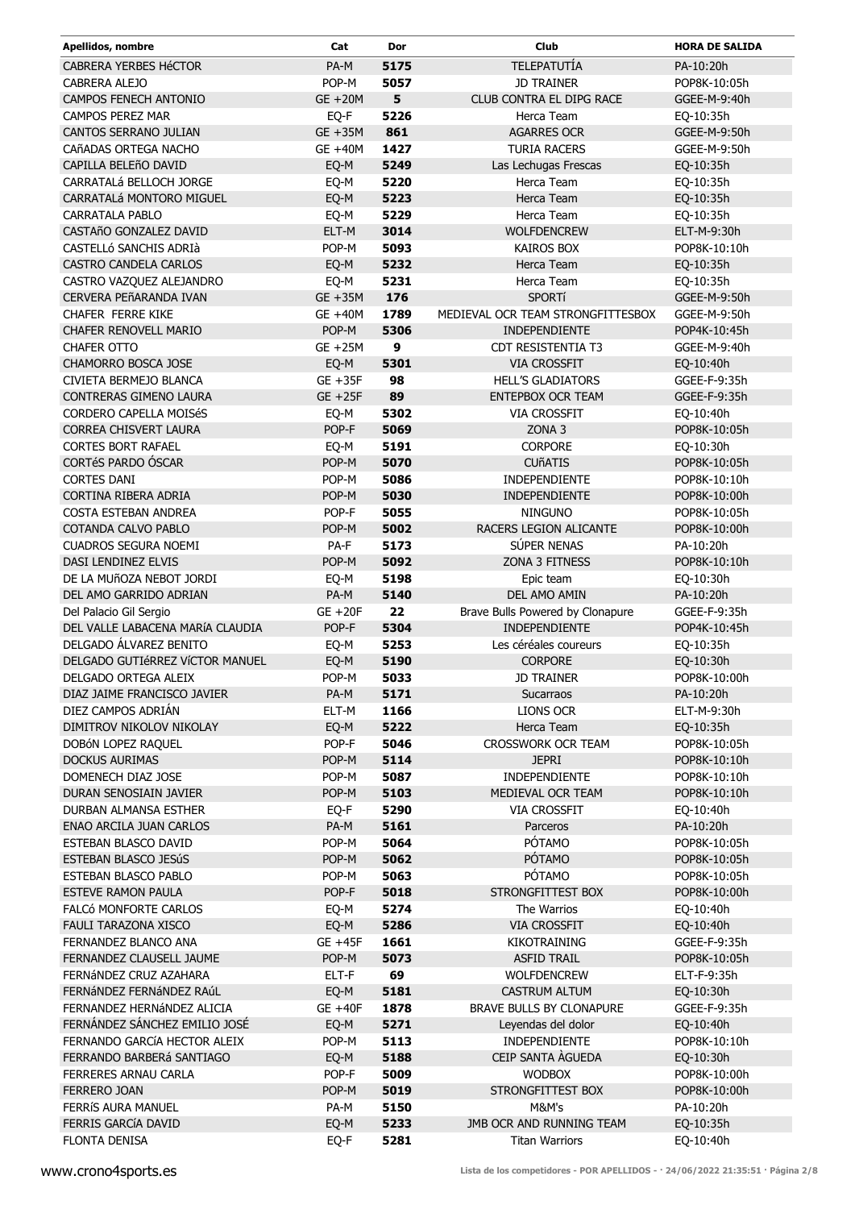| Apellidos, nombre | Cat | Dor | Club | HORA DE SALIDA |
|---|---|---|---|---|
| CABRERA YERBES HéCTOR | PA-M | 5175 | TELEPATUTÍA | PA-10:20h |
| CABRERA ALEJO | POP-M | 5057 | JD TRAINER | POP8K-10:05h |
| CAMPOS FENECH ANTONIO | GE +20M | 5 | CLUB CONTRA EL DIPG RACE | GGEE-M-9:40h |
| CAMPOS PEREZ MAR | EQ-F | 5226 | Herca Team | EQ-10:35h |
| CANTOS SERRANO JULIAN | GE +35M | 861 | AGARRES OCR | GGEE-M-9:50h |
| CAñADAS ORTEGA NACHO | GE +40M | 1427 | TURIA RACERS | GGEE-M-9:50h |
| CAPILLA BELEñO DAVID | EQ-M | 5249 | Las Lechugas Frescas | EQ-10:35h |
| CARRATALá BELLOCH JORGE | EQ-M | 5220 | Herca Team | EQ-10:35h |
| CARRATALá MONTORO MIGUEL | EQ-M | 5223 | Herca Team | EQ-10:35h |
| CARRATALA PABLO | EQ-M | 5229 | Herca Team | EQ-10:35h |
| CASTAñO GONZALEZ DAVID | ELT-M | 3014 | WOLFDENCREW | ELT-M-9:30h |
| CASTELLó SANCHIS ADRIà | POP-M | 5093 | KAIROS BOX | POP8K-10:10h |
| CASTRO CANDELA CARLOS | EQ-M | 5232 | Herca Team | EQ-10:35h |
| CASTRO VAZQUEZ ALEJANDRO | EQ-M | 5231 | Herca Team | EQ-10:35h |
| CERVERA PEñARANDA IVAN | GE +35M | 176 | SPORTÍ | GGEE-M-9:50h |
| CHAFER FERRE KIKE | GE +40M | 1789 | MEDIEVAL OCR TEAM STRONGFITTESBOX | GGEE-M-9:50h |
| CHAFER RENOVELL MARIO | POP-M | 5306 | INDEPENDIENTE | POP4K-10:45h |
| CHAFER OTTO | GE +25M | 9 | CDT RESISTENTIA T3 | GGEE-M-9:40h |
| CHAMORRO BOSCA JOSE | EQ-M | 5301 | VIA CROSSFIT | EQ-10:40h |
| CIVIETA BERMEJO BLANCA | GE +35F | 98 | HELL'S GLADIATORS | GGEE-F-9:35h |
| CONTRERAS GIMENO LAURA | GE +25F | 89 | ENTEPBOX OCR TEAM | GGEE-F-9:35h |
| CORDERO CAPELLA MOISéS | EQ-M | 5302 | VIA CROSSFIT | EQ-10:40h |
| CORREA CHISVERT LAURA | POP-F | 5069 | ZONA 3 | POP8K-10:05h |
| CORTES BORT RAFAEL | EQ-M | 5191 | CORPORE | EQ-10:30h |
| CORTéS PARDO ÓSCAR | POP-M | 5070 | CUñATIS | POP8K-10:05h |
| CORTES DANI | POP-M | 5086 | INDEPENDIENTE | POP8K-10:10h |
| CORTINA RIBERA ADRIA | POP-M | 5030 | INDEPENDIENTE | POP8K-10:00h |
| COSTA ESTEBAN ANDREA | POP-F | 5055 | NINGUNO | POP8K-10:05h |
| COTANDA CALVO PABLO | POP-M | 5002 | RACERS LEGION ALICANTE | POP8K-10:00h |
| CUADROS SEGURA NOEMI | PA-F | 5173 | SÚPER NENAS | PA-10:20h |
| DASI LENDINEZ ELVIS | POP-M | 5092 | ZONA 3 FITNESS | POP8K-10:10h |
| DE LA MUñOZA NEBOT JORDI | EQ-M | 5198 | Epic team | EQ-10:30h |
| DEL AMO GARRIDO ADRIAN | PA-M | 5140 | DEL AMO AMIN | PA-10:20h |
| Del Palacio Gil Sergio | GE +20F | 22 | Brave Bulls Powered by Clonapure | GGEE-F-9:35h |
| DEL VALLE LABACENA MARÍA CLAUDIA | POP-F | 5304 | INDEPENDIENTE | POP4K-10:45h |
| DELGADO ÁLVAREZ BENITO | EQ-M | 5253 | Les céréales coureurs | EQ-10:35h |
| DELGADO GUTIéRREZ VíCTOR MANUEL | EQ-M | 5190 | CORPORE | EQ-10:30h |
| DELGADO ORTEGA ALEIX | POP-M | 5033 | JD TRAINER | POP8K-10:00h |
| DIAZ JAIME FRANCISCO JAVIER | PA-M | 5171 | Sucarraos | PA-10:20h |
| DIEZ CAMPOS ADRIÁN | ELT-M | 1166 | LIONS OCR | ELT-M-9:30h |
| DIMITROV NIKOLOV NIKOLAY | EQ-M | 5222 | Herca Team | EQ-10:35h |
| DOBóN LOPEZ RAQUEL | POP-F | 5046 | CROSSWORK OCR TEAM | POP8K-10:05h |
| DOCKUS AURIMAS | POP-M | 5114 | JEPRI | POP8K-10:10h |
| DOMENECH DIAZ JOSE | POP-M | 5087 | INDEPENDIENTE | POP8K-10:10h |
| DURAN SENOSIAIN JAVIER | POP-M | 5103 | MEDIEVAL OCR TEAM | POP8K-10:10h |
| DURBAN ALMANSA ESTHER | EQ-F | 5290 | VIA CROSSFIT | EQ-10:40h |
| ENAO ARCILA JUAN CARLOS | PA-M | 5161 | Parceros | PA-10:20h |
| ESTEBAN BLASCO DAVID | POP-M | 5064 | PÓTAMO | POP8K-10:05h |
| ESTEBAN BLASCO JESúS | POP-M | 5062 | PÓTAMO | POP8K-10:05h |
| ESTEBAN BLASCO PABLO | POP-M | 5063 | PÓTAMO | POP8K-10:05h |
| ESTEVE RAMON PAULA | POP-F | 5018 | STRONGFITTEST BOX | POP8K-10:00h |
| FALCó MONFORTE CARLOS | EQ-M | 5274 | The Warrios | EQ-10:40h |
| FAULI TARAZONA XISCO | EQ-M | 5286 | VIA CROSSFIT | EQ-10:40h |
| FERNANDEZ BLANCO ANA | GE +45F | 1661 | KIKOTRAINING | GGEE-F-9:35h |
| FERNANDEZ CLAUSELL JAUME | POP-M | 5073 | ASFID TRAIL | POP8K-10:05h |
| FERNáNDEZ CRUZ AZAHARA | ELT-F | 69 | WOLFDENCREW | ELT-F-9:35h |
| FERNáNDEZ FERNáNDEZ RAúL | EQ-M | 5181 | CASTRUM ALTUM | EQ-10:30h |
| FERNANDEZ HERNáNDEZ ALICIA | GE +40F | 1878 | BRAVE BULLS BY CLONAPURE | GGEE-F-9:35h |
| FERNÁNDEZ SÁNCHEZ EMILIO JOSÉ | EQ-M | 5271 | Leyendas del dolor | EQ-10:40h |
| FERNANDO GARCÍA HECTOR ALEIX | POP-M | 5113 | INDEPENDIENTE | POP8K-10:10h |
| FERRANDO BARBERá SANTIAGO | EQ-M | 5188 | CEIP SANTA ÀGUEDA | EQ-10:30h |
| FERRERES ARNAU CARLA | POP-F | 5009 | WODBOX | POP8K-10:00h |
| FERRERO JOAN | POP-M | 5019 | STRONGFITTEST BOX | POP8K-10:00h |
| FERRíS AURA MANUEL | PA-M | 5150 | M&M's | PA-10:20h |
| FERRIS GARCÍA DAVID | EQ-M | 5233 | JMB OCR AND RUNNING TEAM | EQ-10:35h |
| FLONTA DENISA | EQ-F | 5281 | Titan Warriors | EQ-10:40h |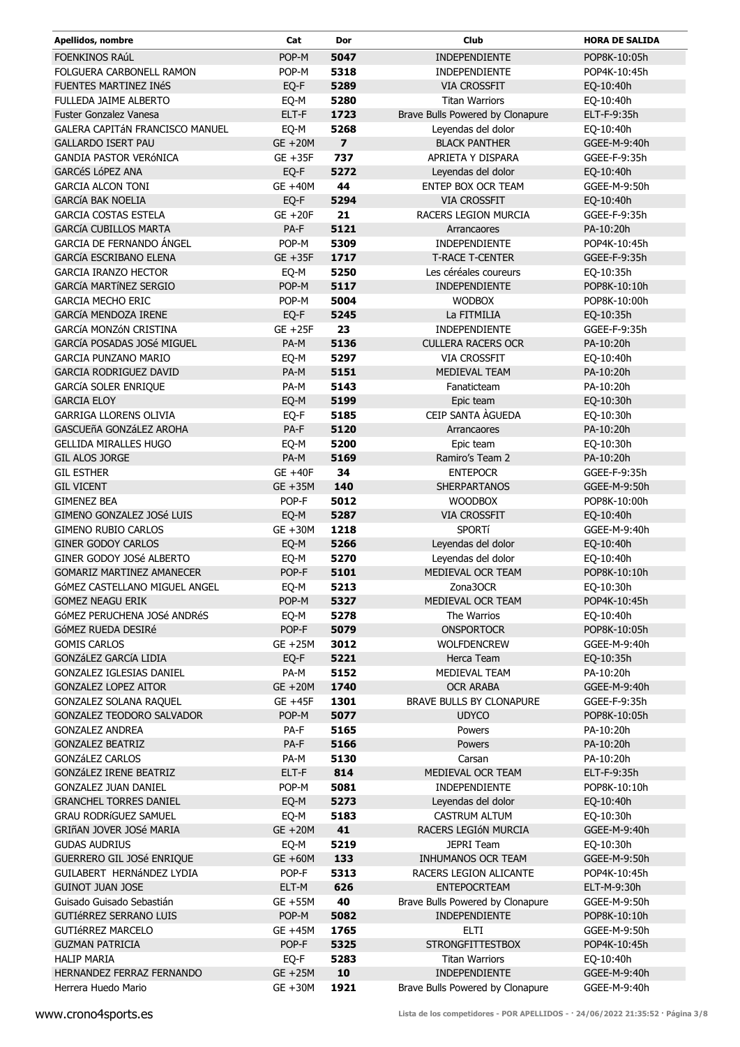| Apellidos, nombre | Cat | Dor | Club | HORA DE SALIDA |
|---|---|---|---|---|
| FOENKINOS RAúL | POP-M | **5047** | INDEPENDIENTE | POP8K-10:05h |
| FOLGUERA CARBONELL RAMON | POP-M | **5318** | INDEPENDIENTE | POP4K-10:45h |
| FUENTES MARTINEZ INéS | EQ-F | **5289** | VIA CROSSFIT | EQ-10:40h |
| FULLEDA JAIME ALBERTO | EQ-M | **5280** | Titan Warriors | EQ-10:40h |
| Fuster Gonzalez Vanesa | ELT-F | **1723** | Brave Bulls Powered by Clonapure | ELT-F-9:35h |
| GALERA CAPITáN FRANCISCO MANUEL | EQ-M | **5268** | Leyendas del dolor | EQ-10:40h |
| GALLARDO ISERT PAU | GE +20M | **7** | BLACK PANTHER | GGEE-M-9:40h |
| GANDIA PASTOR VERóNICA | GE +35F | **737** | APRIETA Y DISPARA | GGEE-F-9:35h |
| GARCéS LóPEZ ANA | EQ-F | **5272** | Leyendas del dolor | EQ-10:40h |
| GARCIA ALCON TONI | GE +40M | **44** | ENTEP BOX OCR TEAM | GGEE-M-9:50h |
| GARCÍA BAK NOELIA | EQ-F | **5294** | VIA CROSSFIT | EQ-10:40h |
| GARCIA COSTAS ESTELA | GE +20F | **21** | RACERS LEGION MURCIA | GGEE-F-9:35h |
| GARCÍA CUBILLOS MARTA | PA-F | **5121** | Arrancaores | PA-10:20h |
| GARCIA DE FERNANDO ÁNGEL | POP-M | **5309** | INDEPENDIENTE | POP4K-10:45h |
| GARCÍA ESCRIBANO ELENA | GE +35F | **1717** | T-RACE T-CENTER | GGEE-F-9:35h |
| GARCIA IRANZO HECTOR | EQ-M | **5250** | Les céréales coureurs | EQ-10:35h |
| GARCÍA MARTÍNEZ SERGIO | POP-M | **5117** | INDEPENDIENTE | POP8K-10:10h |
| GARCIA MECHO ERIC | POP-M | **5004** | WODBOX | POP8K-10:00h |
| GARCÍA MENDOZA IRENE | EQ-F | **5245** | La FITMILIA | EQ-10:35h |
| GARCÍA MONZóN CRISTINA | GE +25F | **23** | INDEPENDIENTE | GGEE-F-9:35h |
| GARCÍA POSADAS JOSé MIGUEL | PA-M | **5136** | CULLERA RACERS OCR | PA-10:20h |
| GARCIA PUNZANO MARIO | EQ-M | **5297** | VIA CROSSFIT | EQ-10:40h |
| GARCIA RODRIGUEZ DAVID | PA-M | **5151** | MEDIEVAL TEAM | PA-10:20h |
| GARCÍA SOLER ENRIQUE | PA-M | **5143** | Fanaticteam | PA-10:20h |
| GARCIA ELOY | EQ-M | **5199** | Epic team | EQ-10:30h |
| GARRIGA LLORENS OLIVIA | EQ-F | **5185** | CEIP SANTA ÀGUEDA | EQ-10:30h |
| GASCUEñA GONZáLEZ AROHA | PA-F | **5120** | Arrancaores | PA-10:20h |
| GELLIDA MIRALLES HUGO | EQ-M | **5200** | Epic team | EQ-10:30h |
| GIL ALOS JORGE | PA-M | **5169** | Ramiro's Team 2 | PA-10:20h |
| GIL ESTHER | GE +40F | **34** | ENTEPOCR | GGEE-F-9:35h |
| GIL VICENT | GE +35M | **140** | SHERPARTANOS | GGEE-M-9:50h |
| GIMENEZ BEA | POP-F | **5012** | WODBOX | POP8K-10:00h |
| GIMENO GONZALEZ JOSé LUIS | EQ-M | **5287** | VIA CROSSFIT | EQ-10:40h |
| GIMENO RUBIO CARLOS | GE +30M | **1218** | SPORTí | GGEE-M-9:40h |
| GINER GODOY CARLOS | EQ-M | **5266** | Leyendas del dolor | EQ-10:40h |
| GINER GODOY JOSé ALBERTO | EQ-M | **5270** | Leyendas del dolor | EQ-10:40h |
| GOMARIZ MARTINEZ AMANECER | POP-F | **5101** | MEDIEVAL OCR TEAM | POP8K-10:10h |
| GóMEZ CASTELLANO MIGUEL ANGEL | EQ-M | **5213** | Zona3OCR | EQ-10:30h |
| GOMEZ NEAGU ERIK | POP-M | **5327** | MEDIEVAL OCR TEAM | POP4K-10:45h |
| GóMEZ PERUCHENA JOSé ANDRéS | EQ-M | **5278** | The Warrios | EQ-10:40h |
| GóMEZ RUEDA DESIRé | POP-F | **5079** | ONSPORTOCR | POP8K-10:05h |
| GOMIS CARLOS | GE +25M | **3012** | WOLFDENCREW | GGEE-M-9:40h |
| GONZáLEZ GARCÍA LIDIA | EQ-F | **5221** | Herca Team | EQ-10:35h |
| GONZALEZ IGLESIAS DANIEL | PA-M | **5152** | MEDIEVAL TEAM | PA-10:20h |
| GONZALEZ LOPEZ AITOR | GE +20M | **1740** | OCR ARABA | GGEE-M-9:40h |
| GONZALEZ SOLANA RAQUEL | GE +45F | **1301** | BRAVE BULLS BY CLONAPURE | GGEE-F-9:35h |
| GONZALEZ TEODORO SALVADOR | POP-M | **5077** | UDYCO | POP8K-10:05h |
| GONZALEZ ANDREA | PA-F | **5165** | Powers | PA-10:20h |
| GONZALEZ BEATRIZ | PA-F | **5166** | Powers | PA-10:20h |
| GONZáLEZ CARLOS | PA-M | **5130** | Carsan | PA-10:20h |
| GONZáLEZ IRENE BEATRIZ | ELT-F | **814** | MEDIEVAL OCR TEAM | ELT-F-9:35h |
| GONZALEZ JUAN DANIEL | POP-M | **5081** | INDEPENDIENTE | POP8K-10:10h |
| GRANCHEL TORRES DANIEL | EQ-M | **5273** | Leyendas del dolor | EQ-10:40h |
| GRAU RODRíGUEZ SAMUEL | EQ-M | **5183** | CASTRUM ALTUM | EQ-10:30h |
| GRIñAN JOVER JOSé MARIA | GE +20M | **41** | RACERS LEGIóN MURCIA | GGEE-M-9:40h |
| GUDAS AUDRIUS | EQ-M | **5219** | JEPRI Team | EQ-10:30h |
| GUERRERO GIL JOSé ENRIQUE | GE +60M | **133** | INHUMANOS OCR TEAM | GGEE-M-9:50h |
| GUILABERT HERNáNDEZ LYDIA | POP-F | **5313** | RACERS LEGION ALICANTE | POP4K-10:45h |
| GUINOT JUAN JOSE | ELT-M | **626** | ENTEPOCRTEAM | ELT-M-9:30h |
| Guisado Guisado Sebastián | GE +55M | **40** | Brave Bulls Powered by Clonapure | GGEE-M-9:50h |
| GUTIéRREZ SERRANO LUIS | POP-M | **5082** | INDEPENDIENTE | POP8K-10:10h |
| GUTIéRREZ MARCELO | GE +45M | **1765** | ELTI | GGEE-M-9:50h |
| GUZMAN PATRICIA | POP-F | **5325** | STRONGFITTESTBOX | POP4K-10:45h |
| HALIP MARIA | EQ-F | **5283** | Titan Warriors | EQ-10:40h |
| HERNANDEZ FERRAZ FERNANDO | GE +25M | **10** | INDEPENDIENTE | GGEE-M-9:40h |
| Herrera Huedo Mario | GE +30M | **1921** | Brave Bulls Powered by Clonapure | GGEE-M-9:40h |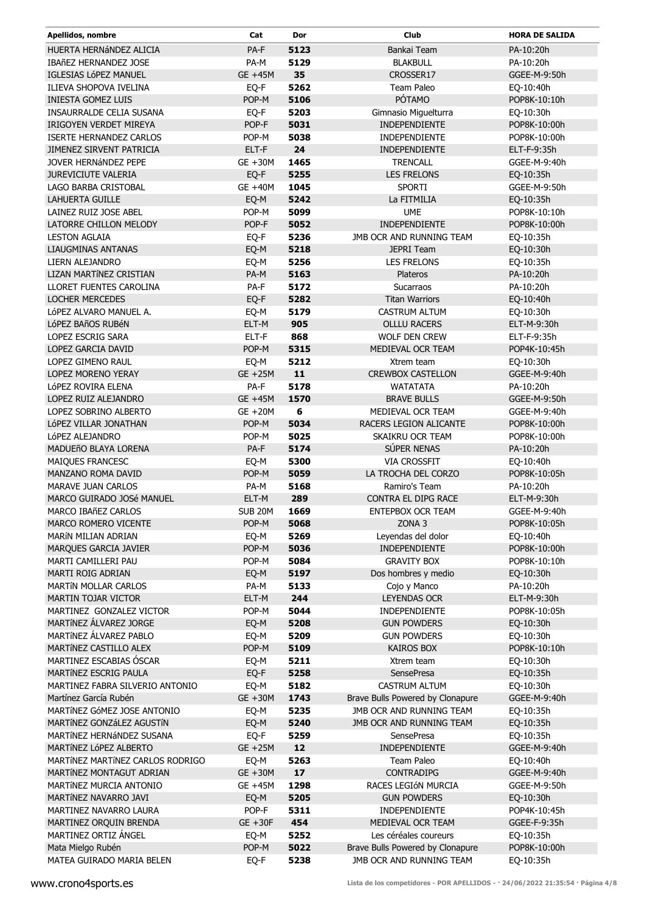| Apellidos, nombre | Cat | Dor | Club | HORA DE SALIDA |
|---|---|---|---|---|
| HUERTA HERNáNDEZ ALICIA | PA-F | 5123 | Bankai Team | PA-10:20h |
| IBAñEZ HERNANDEZ JOSE | PA-M | 5129 | BLAKBULL | PA-10:20h |
| IGLESIAS LóPEZ MANUEL | GE +45M | 35 | CROSSER17 | GGEE-M-9:50h |
| ILIEVA SHOPOVA IVELINA | EQ-F | 5262 | Team Paleo | EQ-10:40h |
| INIESTA GOMEZ LUIS | POP-M | 5106 | PÓTAMO | POP8K-10:10h |
| INSAURRALDE CELIA SUSANA | EQ-F | 5203 | Gimnasio Miguelturra | EQ-10:30h |
| IRIGOYEN VERDET MIREYA | POP-F | 5031 | INDEPENDIENTE | POP8K-10:00h |
| ISERTE HERNANDEZ CARLOS | POP-M | 5038 | INDEPENDIENTE | POP8K-10:00h |
| JIMENEZ SIRVENT PATRICIA | ELT-F | 24 | INDEPENDIENTE | ELT-F-9:35h |
| JOVER HERNáNDEZ PEPE | GE +30M | 1465 | TRENCALL | GGEE-M-9:40h |
| JUREVICIUTE VALERIA | EQ-F | 5255 | LES FRELONS | EQ-10:35h |
| LAGO BARBA CRISTOBAL | GE +40M | 1045 | SPORTI | GGEE-M-9:50h |
| LAHUERTA GUILLE | EQ-M | 5242 | La FITMILIA | EQ-10:35h |
| LAINEZ RUIZ JOSE ABEL | POP-M | 5099 | UME | POP8K-10:10h |
| LATORRE CHILLON MELODY | POP-F | 5052 | INDEPENDIENTE | POP8K-10:00h |
| LESTON AGLAIA | EQ-F | 5236 | JMB OCR AND RUNNING TEAM | EQ-10:35h |
| LIAUGMINAS ANTANAS | EQ-M | 5218 | JEPRI Team | EQ-10:30h |
| LIERN ALEJANDRO | EQ-M | 5256 | LES FRELONS | EQ-10:35h |
| LIZAN MARTíNEZ CRISTIAN | PA-M | 5163 | Plateros | PA-10:20h |
| LLORET FUENTES CAROLINA | PA-F | 5172 | Sucarraos | PA-10:20h |
| LOCHER MERCEDES | EQ-F | 5282 | Titan Warriors | EQ-10:40h |
| LóPEZ ALVARO MANUEL A. | EQ-M | 5179 | CASTRUM ALTUM | EQ-10:30h |
| LóPEZ BAñOS RUBéN | ELT-M | 905 | OLLLU RACERS | ELT-M-9:30h |
| LOPEZ ESCRIG SARA | ELT-F | 868 | WOLF DEN CREW | ELT-F-9:35h |
| LOPEZ GARCIA DAVID | POP-M | 5315 | MEDIEVAL OCR TEAM | POP4K-10:45h |
| LOPEZ GIMENO RAUL | EQ-M | 5212 | Xtrem team | EQ-10:30h |
| LOPEZ MORENO YERAY | GE +25M | 11 | CREWBOX CASTELLON | GGEE-M-9:40h |
| LóPEZ ROVIRA ELENA | PA-F | 5178 | WATATATA | PA-10:20h |
| LOPEZ RUIZ ALEJANDRO | GE +45M | 1570 | BRAVE BULLS | GGEE-M-9:50h |
| LOPEZ SOBRINO ALBERTO | GE +20M | 6 | MEDIEVAL OCR TEAM | GGEE-M-9:40h |
| LóPEZ VILLAR JONATHAN | POP-M | 5034 | RACERS LEGION ALICANTE | POP8K-10:00h |
| LóPEZ ALEJANDRO | POP-M | 5025 | SKAIKRU OCR TEAM | POP8K-10:00h |
| MADUEñO BLAYA LORENA | PA-F | 5174 | SÚPER NENAS | PA-10:20h |
| MAIQUES FRANCESC | EQ-M | 5300 | VIA CROSSFIT | EQ-10:40h |
| MANZANO ROMA DAVID | POP-M | 5059 | LA TROCHA DEL CORZO | POP8K-10:05h |
| MARAVE JUAN CARLOS | PA-M | 5168 | Ramiro's Team | PA-10:20h |
| MARCO GUIRADO JOSé MANUEL | ELT-M | 289 | CONTRA EL DIPG RACE | ELT-M-9:30h |
| MARCO IBAñEZ CARLOS | SUB 20M | 1669 | ENTEPBOX OCR TEAM | GGEE-M-9:40h |
| MARCO ROMERO VICENTE | POP-M | 5068 | ZONA 3 | POP8K-10:05h |
| MARíN MILIAN ADRIAN | EQ-M | 5269 | Leyendas del dolor | EQ-10:40h |
| MARQUES GARCIA JAVIER | POP-M | 5036 | INDEPENDIENTE | POP8K-10:00h |
| MARTI CAMILLERI PAU | POP-M | 5084 | GRAVITY BOX | POP8K-10:10h |
| MARTI ROIG ADRIAN | EQ-M | 5197 | Dos hombres y medio | EQ-10:30h |
| MARTíN MOLLAR CARLOS | PA-M | 5133 | Cojo y Manco | PA-10:20h |
| MARTIN TOJAR VICTOR | ELT-M | 244 | LEYENDAS OCR | ELT-M-9:30h |
| MARTINEZ GONZALEZ VICTOR | POP-M | 5044 | INDEPENDIENTE | POP8K-10:05h |
| MARTíNEZ ÁLVAREZ JORGE | EQ-M | 5208 | GUN POWDERS | EQ-10:30h |
| MARTíNEZ ÁLVAREZ PABLO | EQ-M | 5209 | GUN POWDERS | EQ-10:30h |
| MARTíNEZ CASTILLO ALEX | POP-M | 5109 | KAIROS BOX | POP8K-10:10h |
| MARTINEZ ESCABIAS ÓSCAR | EQ-M | 5211 | Xtrem team | EQ-10:30h |
| MARTíNEZ ESCRIG PAULA | EQ-F | 5258 | SensePresa | EQ-10:35h |
| MARTINEZ FABRA SILVERIO ANTONIO | EQ-M | 5182 | CASTRUM ALTUM | EQ-10:30h |
| Martínez García Rubén | GE +30M | 1743 | Brave Bulls Powered by Clonapure | GGEE-M-9:40h |
| MARTíNEZ GóMEZ JOSE ANTONIO | EQ-M | 5235 | JMB OCR AND RUNNING TEAM | EQ-10:35h |
| MARTíNEZ GONZáLEZ AGUSTíN | EQ-M | 5240 | JMB OCR AND RUNNING TEAM | EQ-10:35h |
| MARTíNEZ HERNáNDEZ SUSANA | EQ-F | 5259 | SensePresa | EQ-10:35h |
| MARTíNEZ LóPEZ ALBERTO | GE +25M | 12 | INDEPENDIENTE | GGEE-M-9:40h |
| MARTíNEZ MARTíNEZ CARLOS RODRIGO | EQ-M | 5263 | Team Paleo | EQ-10:40h |
| MARTíNEZ MONTAGUT ADRIAN | GE +30M | 17 | CONTRADIPG | GGEE-M-9:40h |
| MARTíNEZ MURCIA ANTONIO | GE +45M | 1298 | RACES LEGIóN MURCIA | GGEE-M-9:50h |
| MARTíNEZ NAVARRO JAVI | EQ-M | 5205 | GUN POWDERS | EQ-10:30h |
| MARTINEZ NAVARRO LAURA | POP-F | 5311 | INDEPENDIENTE | POP4K-10:45h |
| MARTINEZ ORQUIN BRENDA | GE +30F | 454 | MEDIEVAL OCR TEAM | GGEE-F-9:35h |
| MARTINEZ ORTIZ ÁNGEL | EQ-M | 5252 | Les céréales coureurs | EQ-10:35h |
| Mata Mielgo Rubén | POP-M | 5022 | Brave Bulls Powered by Clonapure | POP8K-10:00h |
| MATEA GUIRADO MARIA BELEN | EQ-F | 5238 | JMB OCR AND RUNNING TEAM | EQ-10:35h |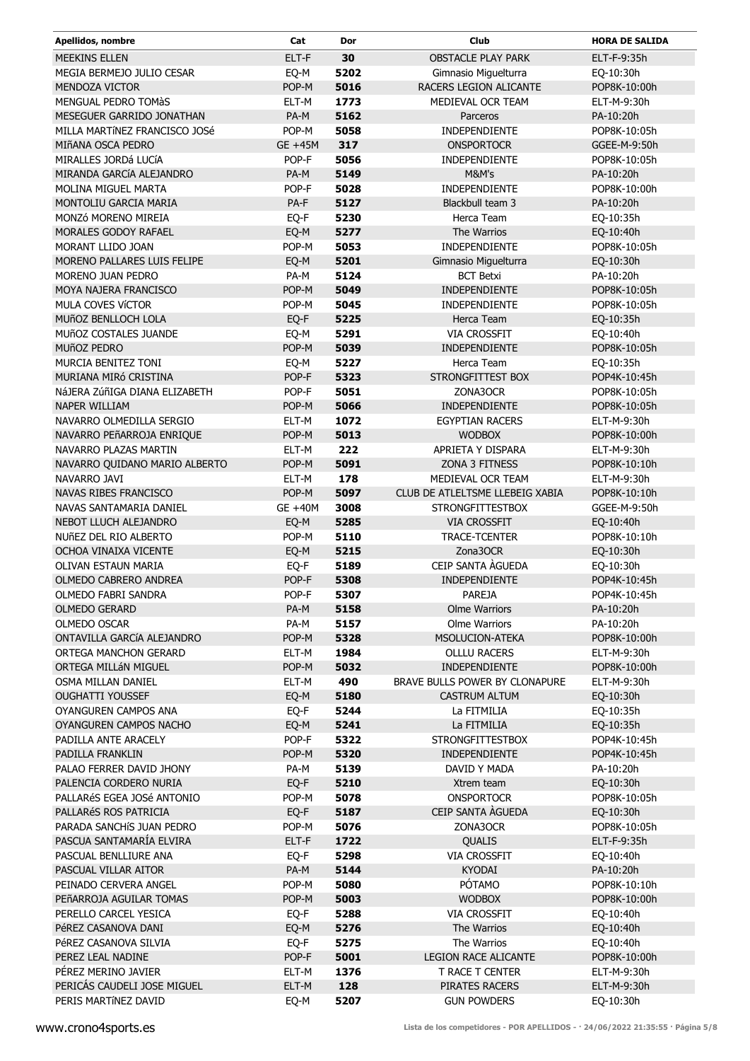| Apellidos, nombre | Cat | Dor | Club | HORA DE SALIDA |
| --- | --- | --- | --- | --- |
| MEEKINS ELLEN | ELT-F | 30 | OBSTACLE PLAY PARK | ELT-F-9:35h |
| MEGIA BERMEJO JULIO CESAR | EQ-M | 5202 | Gimnasio Miguelturra | EQ-10:30h |
| MENDOZA VICTOR | POP-M | 5016 | RACERS LEGION ALICANTE | POP8K-10:00h |
| MENGUAL PEDRO TOMàS | ELT-M | 1773 | MEDIEVAL OCR TEAM | ELT-M-9:30h |
| MESEGUER GARRIDO JONATHAN | PA-M | 5162 | Parceros | PA-10:20h |
| MILLA MARTíNEZ FRANCISCO JOSé | POP-M | 5058 | INDEPENDIENTE | POP8K-10:05h |
| MIñANA OSCA PEDRO | GE +45M | 317 | ONSPORTOCR | GGEE-M-9:50h |
| MIRALLES JORDá LUCíA | POP-F | 5056 | INDEPENDIENTE | POP8K-10:05h |
| MIRANDA GARCíA ALEJANDRO | PA-M | 5149 | M&M's | PA-10:20h |
| MOLINA MIGUEL MARTA | POP-F | 5028 | INDEPENDIENTE | POP8K-10:00h |
| MONTOLIU GARCIA MARIA | PA-F | 5127 | Blackbull team 3 | PA-10:20h |
| MONZó MORENO MIREIA | EQ-F | 5230 | Herca Team | EQ-10:35h |
| MORALES GODOY RAFAEL | EQ-M | 5277 | The Warrios | EQ-10:40h |
| MORANT LLIDO JOAN | POP-M | 5053 | INDEPENDIENTE | POP8K-10:05h |
| MORENO PALLARES LUIS FELIPE | EQ-M | 5201 | Gimnasio Miguelturra | EQ-10:30h |
| MORENO JUAN PEDRO | PA-M | 5124 | BCT Betxi | PA-10:20h |
| MOYA NAJERA FRANCISCO | POP-M | 5049 | INDEPENDIENTE | POP8K-10:05h |
| MULA COVES VíCTOR | POP-M | 5045 | INDEPENDIENTE | POP8K-10:05h |
| MUñOZ BENLLOCH LOLA | EQ-F | 5225 | Herca Team | EQ-10:35h |
| MUñOZ COSTALES JUANDE | EQ-M | 5291 | VIA CROSSFIT | EQ-10:40h |
| MUñOZ PEDRO | POP-M | 5039 | INDEPENDIENTE | POP8K-10:05h |
| MURCIA BENITEZ TONI | EQ-M | 5227 | Herca Team | EQ-10:35h |
| MURIANA MIRó CRISTINA | POP-F | 5323 | STRONGFITTEST BOX | POP4K-10:45h |
| NáJERA ZúñIGA DIANA ELIZABETH | POP-F | 5051 | ZONA3OCR | POP8K-10:05h |
| NAPER WILLIAM | POP-M | 5066 | INDEPENDIENTE | POP8K-10:05h |
| NAVARRO OLMEDILLA SERGIO | ELT-M | 1072 | EGYPTIAN RACERS | ELT-M-9:30h |
| NAVARRO PEñARROJA ENRIQUE | POP-M | 5013 | WODBOX | POP8K-10:00h |
| NAVARRO PLAZAS MARTIN | ELT-M | 222 | APRIETA Y DISPARA | ELT-M-9:30h |
| NAVARRO QUIDANO MARIO ALBERTO | POP-M | 5091 | ZONA 3 FITNESS | POP8K-10:10h |
| NAVARRO JAVI | ELT-M | 178 | MEDIEVAL OCR TEAM | ELT-M-9:30h |
| NAVAS RIBES FRANCISCO | POP-M | 5097 | CLUB DE ATLELTSME LLEBEIG XABIA | POP8K-10:10h |
| NAVAS SANTAMARIA DANIEL | GE +40M | 3008 | STRONGFITTESTBOX | GGEE-M-9:50h |
| NEBOT LLUCH ALEJANDRO | EQ-M | 5285 | VIA CROSSFIT | EQ-10:40h |
| NUñEZ DEL RIO ALBERTO | POP-M | 5110 | TRACE-TCENTER | POP8K-10:10h |
| OCHOA VINAIXA VICENTE | EQ-M | 5215 | Zona3OCR | EQ-10:30h |
| OLIVAN ESTAUN MARIA | EQ-F | 5189 | CEIP SANTA ÀGUEDA | EQ-10:30h |
| OLMEDO CABRERO ANDREA | POP-F | 5308 | INDEPENDIENTE | POP4K-10:45h |
| OLMEDO FABRI SANDRA | POP-F | 5307 | PAREJA | POP4K-10:45h |
| OLMEDO GERARD | PA-M | 5158 | Olme Warriors | PA-10:20h |
| OLMEDO OSCAR | PA-M | 5157 | Olme Warriors | PA-10:20h |
| ONTAVILLA GARCíA ALEJANDRO | POP-M | 5328 | MSOLUCION-ATEKA | POP8K-10:00h |
| ORTEGA MANCHON GERARD | ELT-M | 1984 | OLLLU RACERS | ELT-M-9:30h |
| ORTEGA MILLáN MIGUEL | POP-M | 5032 | INDEPENDIENTE | POP8K-10:00h |
| OSMA MILLAN DANIEL | ELT-M | 490 | BRAVE BULLS POWER BY CLONAPURE | ELT-M-9:30h |
| OUGHATTI YOUSSEF | EQ-M | 5180 | CASTRUM ALTUM | EQ-10:30h |
| OYANGUREN CAMPOS ANA | EQ-F | 5244 | La FITMILIA | EQ-10:35h |
| OYANGUREN CAMPOS NACHO | EQ-M | 5241 | La FITMILIA | EQ-10:35h |
| PADILLA ANTE ARACELY | POP-F | 5322 | STRONGFITTESTBOX | POP4K-10:45h |
| PADILLA FRANKLIN | POP-M | 5320 | INDEPENDIENTE | POP4K-10:45h |
| PALAO FERRER DAVID JHONY | PA-M | 5139 | DAVID Y MADA | PA-10:20h |
| PALENCIA CORDERO NURIA | EQ-F | 5210 | Xtrem team | EQ-10:30h |
| PALLARéS EGEA JOSé ANTONIO | POP-M | 5078 | ONSPORTOCR | POP8K-10:05h |
| PALLARéS ROS PATRICIA | EQ-F | 5187 | CEIP SANTA ÀGUEDA | EQ-10:30h |
| PARADA SANCHíS JUAN PEDRO | POP-M | 5076 | ZONA3OCR | POP8K-10:05h |
| PASCUA SANTAMARÍA ELVIRA | ELT-F | 1722 | QUALIS | ELT-F-9:35h |
| PASCUAL BENLLIURE ANA | EQ-F | 5298 | VIA CROSSFIT | EQ-10:40h |
| PASCUAL VILLAR AITOR | PA-M | 5144 | KYODAI | PA-10:20h |
| PEINADO CERVERA ANGEL | POP-M | 5080 | PÓTAMO | POP8K-10:10h |
| PEñARROJA AGUILAR TOMAS | POP-M | 5003 | WODBOX | POP8K-10:00h |
| PERELLO CARCEL YESICA | EQ-F | 5288 | VIA CROSSFIT | EQ-10:40h |
| PéREZ CASANOVA DANI | EQ-M | 5276 | The Warrios | EQ-10:40h |
| PéREZ CASANOVA SILVIA | EQ-F | 5275 | The Warrios | EQ-10:40h |
| PEREZ LEAL NADINE | POP-F | 5001 | LEGION RACE ALICANTE | POP8K-10:00h |
| PÉREZ MERINO JAVIER | ELT-M | 1376 | T RACE T CENTER | ELT-M-9:30h |
| PERICÁS CAUDELI JOSE MIGUEL | ELT-M | 128 | PIRATES RACERS | ELT-M-9:30h |
| PERIS MARTíNEZ DAVID | EQ-M | 5207 | GUN POWDERS | EQ-10:30h |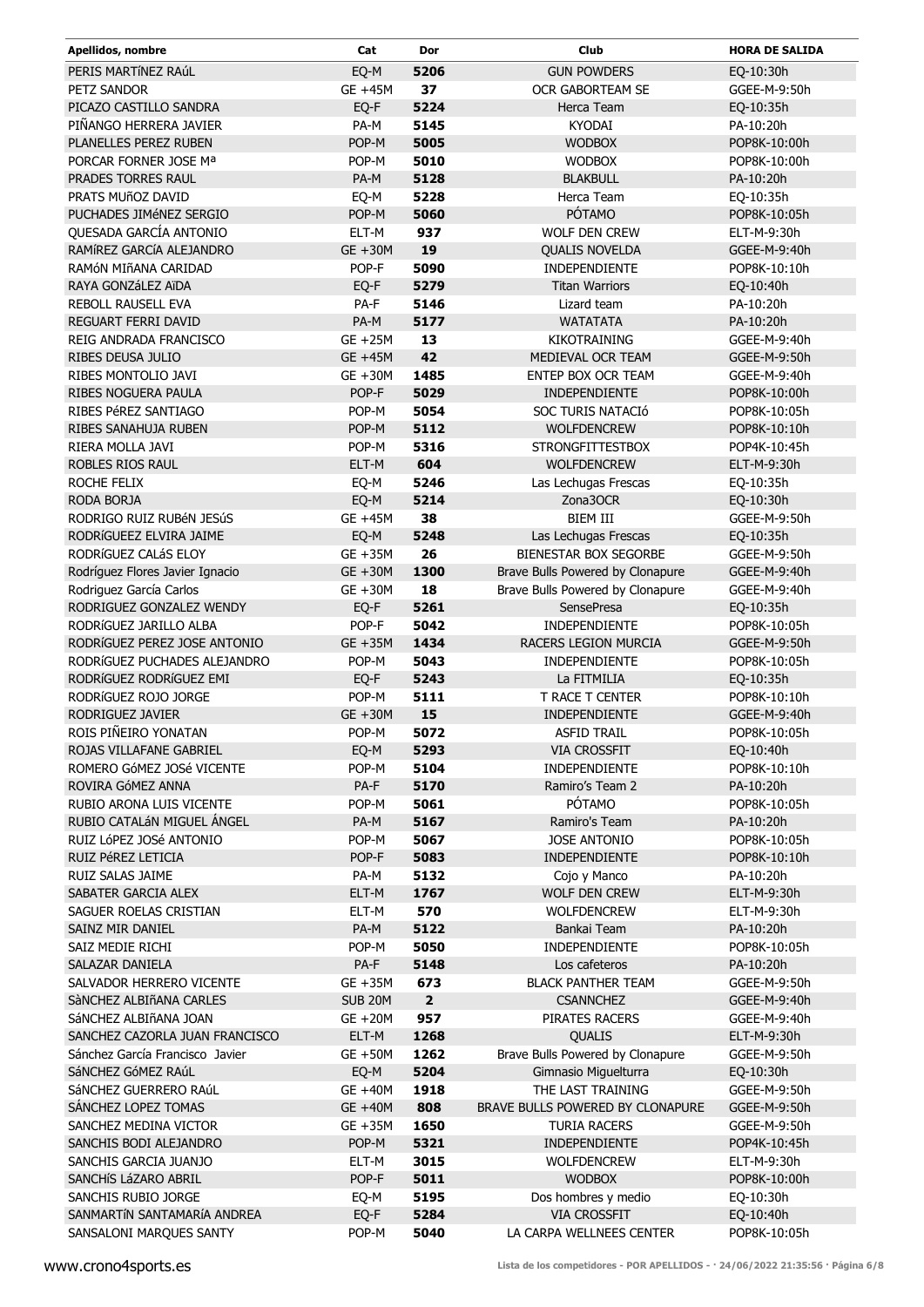| Apellidos, nombre | Cat | Dor | Club | HORA DE SALIDA |
|---|---|---|---|---|
| PERIS MARTíNEZ RAúL | EQ-M | **5206** | GUN POWDERS | EQ-10:30h |
| PETZ SANDOR | GE +45M | **37** | OCR GABORTEAM SE | GGEE-M-9:50h |
| PICAZO CASTILLO SANDRA | EQ-F | **5224** | Herca Team | EQ-10:35h |
| PIÑANGO HERRERA JAVIER | PA-M | **5145** | KYODAI | PA-10:20h |
| PLANELLES PEREZ RUBEN | POP-M | **5005** | WODBOX | POP8K-10:00h |
| PORCAR FORNER JOSE Mª | POP-M | **5010** | WODBOX | POP8K-10:00h |
| PRADES TORRES RAUL | PA-M | **5128** | BLAKBULL | PA-10:20h |
| PRATS MUñOZ DAVID | EQ-M | **5228** | Herca Team | EQ-10:35h |
| PUCHADES JIMéNEZ SERGIO | POP-M | **5060** | PÓTAMO | POP8K-10:05h |
| QUESADA GARCÍA ANTONIO | ELT-M | **937** | WOLF DEN CREW | ELT-M-9:30h |
| RAMíREZ GARCíA ALEJANDRO | GE +30M | **19** | QUALIS NOVELDA | GGEE-M-9:40h |
| RAMóN MIñANA CARIDAD | POP-F | **5090** | INDEPENDIENTE | POP8K-10:10h |
| RAYA GONZáLEZ AïDA | EQ-F | **5279** | Titan Warriors | EQ-10:40h |
| REBOLL RAUSELL EVA | PA-F | **5146** | Lizard team | PA-10:20h |
| REGUART FERRI DAVID | PA-M | **5177** | WATATATA | PA-10:20h |
| REIG ANDRADA FRANCISCO | GE +25M | **13** | KIKOTRAINING | GGEE-M-9:40h |
| RIBES DEUSA JULIO | GE +45M | **42** | MEDIEVAL OCR TEAM | GGEE-M-9:50h |
| RIBES MONTOLIO JAVI | GE +30M | **1485** | ENTEP BOX OCR TEAM | GGEE-M-9:40h |
| RIBES NOGUERA PAULA | POP-F | **5029** | INDEPENDIENTE | POP8K-10:00h |
| RIBES PéREZ SANTIAGO | POP-M | **5054** | SOC TURIS NATACIó | POP8K-10:05h |
| RIBES SANAHUJA RUBEN | POP-M | **5112** | WOLFDENCREW | POP8K-10:10h |
| RIERA MOLLA JAVI | POP-M | **5316** | STRONGFITTESTBOX | POP4K-10:45h |
| ROBLES RIOS RAUL | ELT-M | **604** | WOLFDENCREW | ELT-M-9:30h |
| ROCHE FELIX | EQ-M | **5246** | Las Lechugas Frescas | EQ-10:35h |
| RODA BORJA | EQ-M | **5214** | Zona3OCR | EQ-10:30h |
| RODRIGO RUIZ RUBéN JESúS | GE +45M | **38** | BIEM III | GGEE-M-9:50h |
| RODRÍGUEEZ ELVIRA JAIME | EQ-M | **5248** | Las Lechugas Frescas | EQ-10:35h |
| RODRíGUEZ CALáS ELOY | GE +35M | **26** | BIENESTAR BOX SEGORBE | GGEE-M-9:50h |
| Rodríguez Flores Javier Ignacio | GE +30M | **1300** | Brave Bulls Powered by Clonapure | GGEE-M-9:40h |
| Rodriguez García Carlos | GE +30M | **18** | Brave Bulls Powered by Clonapure | GGEE-M-9:40h |
| RODRIGUEZ GONZALEZ WENDY | EQ-F | **5261** | SensePresa | EQ-10:35h |
| RODRíGUEZ JARILLO ALBA | POP-F | **5042** | INDEPENDIENTE | POP8K-10:05h |
| RODRÍGUEZ PEREZ JOSE ANTONIO | GE +35M | **1434** | RACERS LEGION MURCIA | GGEE-M-9:50h |
| RODRíGUEZ PUCHADES ALEJANDRO | POP-M | **5043** | INDEPENDIENTE | POP8K-10:05h |
| RODRíGUEZ RODRíGUEZ EMI | EQ-F | **5243** | La FITMILIA | EQ-10:35h |
| RODRíGUEZ ROJO JORGE | POP-M | **5111** | T RACE T CENTER | POP8K-10:10h |
| RODRIGUEZ JAVIER | GE +30M | **15** | INDEPENDIENTE | GGEE-M-9:40h |
| ROIS PIÑEIRO YONATAN | POP-M | **5072** | ASFID TRAIL | POP8K-10:05h |
| ROJAS VILLAFANE GABRIEL | EQ-M | **5293** | VIA CROSSFIT | EQ-10:40h |
| ROMERO GóMEZ JOSé VICENTE | POP-M | **5104** | INDEPENDIENTE | POP8K-10:10h |
| ROVIRA GóMEZ ANNA | PA-F | **5170** | Ramiro's Team 2 | PA-10:20h |
| RUBIO ARONA LUIS VICENTE | POP-M | **5061** | PÓTAMO | POP8K-10:05h |
| RUBIO CATALáN MIGUEL ÁNGEL | PA-M | **5167** | Ramiro's Team | PA-10:20h |
| RUIZ LóPEZ JOSé ANTONIO | POP-M | **5067** | JOSE ANTONIO | POP8K-10:05h |
| RUIZ PéREZ LETICIA | POP-F | **5083** | INDEPENDIENTE | POP8K-10:10h |
| RUIZ SALAS JAIME | PA-M | **5132** | Cojo y Manco | PA-10:20h |
| SABATER GARCIA ALEX | ELT-M | **1767** | WOLF DEN CREW | ELT-M-9:30h |
| SAGUER ROELAS CRISTIAN | ELT-M | **570** | WOLFDENCREW | ELT-M-9:30h |
| SAINZ MIR DANIEL | PA-M | **5122** | Bankai Team | PA-10:20h |
| SAIZ MEDIE RICHI | POP-M | **5050** | INDEPENDIENTE | POP8K-10:05h |
| SALAZAR DANIELA | PA-F | **5148** | Los cafeteros | PA-10:20h |
| SALVADOR HERRERO VICENTE | GE +35M | **673** | BLACK PANTHER TEAM | GGEE-M-9:50h |
| SàNCHEZ ALBIñANA CARLES | SUB 20M | **2** | CSANNCHEZ | GGEE-M-9:40h |
| SáNCHEZ ALBIñANA JOAN | GE +20M | **957** | PIRATES RACERS | GGEE-M-9:40h |
| SANCHEZ CAZORLA JUAN FRANCISCO | ELT-M | **1268** | QUALIS | ELT-M-9:30h |
| Sánchez García Francisco Javier | GE +50M | **1262** | Brave Bulls Powered by Clonapure | GGEE-M-9:50h |
| SáNCHEZ GóMEZ RAúL | EQ-M | **5204** | Gimnasio Miguelturra | EQ-10:30h |
| SáNCHEZ GUERRERO RAúL | GE +40M | **1918** | THE LAST TRAINING | GGEE-M-9:50h |
| SÁNCHEZ LOPEZ TOMAS | GE +40M | **808** | BRAVE BULLS POWERED BY CLONAPURE | GGEE-M-9:50h |
| SANCHEZ MEDINA VICTOR | GE +35M | **1650** | TURIA RACERS | GGEE-M-9:50h |
| SANCHIS BODI ALEJANDRO | POP-M | **5321** | INDEPENDIENTE | POP4K-10:45h |
| SANCHIS GARCIA JUANJO | ELT-M | **3015** | WOLFDENCREW | ELT-M-9:30h |
| SANCHíS LáZARO ABRIL | POP-F | **5011** | WODBOX | POP8K-10:00h |
| SANCHIS RUBIO JORGE | EQ-M | **5195** | Dos hombres y medio | EQ-10:30h |
| SANMARTíN SANTAMARíA ANDREA | EQ-F | **5284** | VIA CROSSFIT | EQ-10:40h |
| SANSALONI MARQUES SANTY | POP-M | **5040** | LA CARPA WELLNEES CENTER | POP8K-10:05h |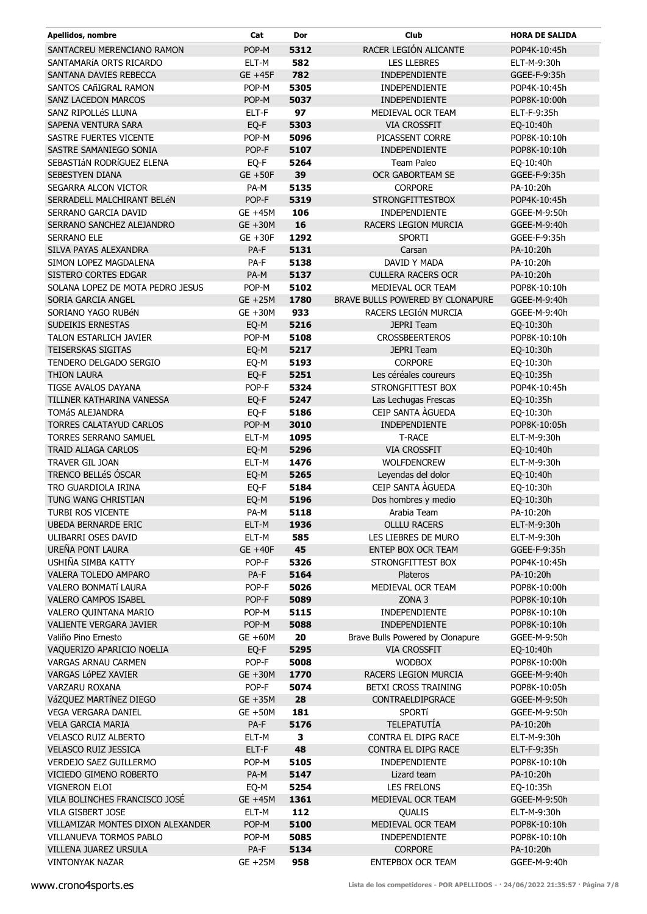| Apellidos, nombre | Cat | Dor | Club | HORA DE SALIDA |
|---|---|---|---|---|
| SANTACREU MERENCIANO RAMON | POP-M | 5312 | RACER LEGIÓN ALICANTE | POP4K-10:45h |
| SANTAMARíA ORTS RICARDO | ELT-M | 582 | LES LLEBRES | ELT-M-9:30h |
| SANTANA DAVIES REBECCA | GE +45F | 782 | INDEPENDIENTE | GGEE-F-9:35h |
| SANTOS CAñIGRAL RAMON | POP-M | 5305 | INDEPENDIENTE | POP4K-10:45h |
| SANZ LACEDON MARCOS | POP-M | 5037 | INDEPENDIENTE | POP8K-10:00h |
| SANZ RIPOLLéS LLUNA | ELT-F | 97 | MEDIEVAL OCR TEAM | ELT-F-9:35h |
| SAPENA VENTURA SARA | EQ-F | 5303 | VIA CROSSFIT | EQ-10:40h |
| SASTRE FUERTES VICENTE | POP-M | 5096 | PICASSENT CORRE | POP8K-10:10h |
| SASTRE SAMANIEGO SONIA | POP-F | 5107 | INDEPENDIENTE | POP8K-10:10h |
| SEBASTIáN RODRíGUEZ ELENA | EQ-F | 5264 | Team Paleo | EQ-10:40h |
| SEBESTYEN DIANA | GE +50F | 39 | OCR GABORTEAM SE | GGEE-F-9:35h |
| SEGARRA ALCON VICTOR | PA-M | 5135 | CORPORE | PA-10:20h |
| SERRADELL MALCHIRANT BELéN | POP-F | 5319 | STRONGFITTESTBOX | POP4K-10:45h |
| SERRANO GARCIA DAVID | GE +45M | 106 | INDEPENDIENTE | GGEE-M-9:50h |
| SERRANO SANCHEZ ALEJANDRO | GE +30M | 16 | RACERS LEGION MURCIA | GGEE-M-9:40h |
| SERRANO ELE | GE +30F | 1292 | SPORTI | GGEE-F-9:35h |
| SILVA PAYAS ALEXANDRA | PA-F | 5131 | Carsan | PA-10:20h |
| SIMON LOPEZ MAGDALENA | PA-F | 5138 | DAVID Y MADA | PA-10:20h |
| SISTERO CORTES EDGAR | PA-M | 5137 | CULLERA RACERS OCR | PA-10:20h |
| SOLANA LOPEZ DE MOTA PEDRO JESUS | POP-M | 5102 | MEDIEVAL OCR TEAM | POP8K-10:10h |
| SORIA GARCIA ANGEL | GE +25M | 1780 | BRAVE BULLS POWERED BY CLONAPURE | GGEE-M-9:40h |
| SORIANO YAGO RUBéN | GE +30M | 933 | RACERS LEGIóN MURCIA | GGEE-M-9:40h |
| SUDEIKIS ERNESTAS | EQ-M | 5216 | JEPRI Team | EQ-10:30h |
| TALON ESTARLICH JAVIER | POP-M | 5108 | CROSSBEERTEROS | POP8K-10:10h |
| TEISERSKAS SIGITAS | EQ-M | 5217 | JEPRI Team | EQ-10:30h |
| TENDERO DELGADO SERGIO | EQ-M | 5193 | CORPORE | EQ-10:30h |
| THION LAURA | EQ-F | 5251 | Les céréales coureurs | EQ-10:35h |
| TIGSE AVALOS DAYANA | POP-F | 5324 | STRONGFITTEST BOX | POP4K-10:45h |
| TILLNER KATHARINA VANESSA | EQ-F | 5247 | Las Lechugas Frescas | EQ-10:35h |
| TOMáS ALEJANDRA | EQ-F | 5186 | CEIP SANTA ÀGUEDA | EQ-10:30h |
| TORRES CALATAYUD CARLOS | POP-M | 3010 | INDEPENDIENTE | POP8K-10:05h |
| TORRES SERRANO SAMUEL | ELT-M | 1095 | T-RACE | ELT-M-9:30h |
| TRAID ALIAGA CARLOS | EQ-M | 5296 | VIA CROSSFIT | EQ-10:40h |
| TRAVER GIL JOAN | ELT-M | 1476 | WOLFDENCREW | ELT-M-9:30h |
| TRENCO BELLéS ÓSCAR | EQ-M | 5265 | Leyendas del dolor | EQ-10:40h |
| TRO GUARDIOLA IRINA | EQ-F | 5184 | CEIP SANTA ÀGUEDA | EQ-10:30h |
| TUNG WANG CHRISTIAN | EQ-M | 5196 | Dos hombres y medio | EQ-10:30h |
| TURBI ROS VICENTE | PA-M | 5118 | Arabia Team | PA-10:20h |
| UBEDA BERNARDE ERIC | ELT-M | 1936 | OLLLU RACERS | ELT-M-9:30h |
| ULIBARRI OSES DAVID | ELT-M | 585 | LES LIEBRES DE MURO | ELT-M-9:30h |
| UREÑA PONT LAURA | GE +40F | 45 | ENTEP BOX OCR TEAM | GGEE-F-9:35h |
| USHIÑA SIMBA KATTY | POP-F | 5326 | STRONGFITTEST BOX | POP4K-10:45h |
| VALERA TOLEDO AMPARO | PA-F | 5164 | Plateros | PA-10:20h |
| VALERO BONMATí LAURA | POP-F | 5026 | MEDIEVAL OCR TEAM | POP8K-10:00h |
| VALERO CAMPOS ISABEL | POP-F | 5089 | ZONA 3 | POP8K-10:10h |
| VALERO QUINTANA MARIO | POP-M | 5115 | INDEPENDIENTE | POP8K-10:10h |
| VALIENTE VERGARA JAVIER | POP-M | 5088 | INDEPENDIENTE | POP8K-10:10h |
| Valiño Pino Ernesto | GE +60M | 20 | Brave Bulls Powered by Clonapure | GGEE-M-9:50h |
| VAQUERIZO APARICIO NOELIA | EQ-F | 5295 | VIA CROSSFIT | EQ-10:40h |
| VARGAS ARNAU CARMEN | POP-F | 5008 | WODBOX | POP8K-10:00h |
| VARGAS LóPEZ XAVIER | GE +30M | 1770 | RACERS LEGION MURCIA | GGEE-M-9:40h |
| VARZARU ROXANA | POP-F | 5074 | BETXI CROSS TRAINING | POP8K-10:05h |
| VáZQUEZ MARTíNEZ DIEGO | GE +35M | 28 | CONTRAELDIPGRACE | GGEE-M-9:50h |
| VEGA VERGARA DANIEL | GE +50M | 181 | SPORTí | GGEE-M-9:50h |
| VELA GARCIA MARIA | PA-F | 5176 | TELEPATUTÍA | PA-10:20h |
| VELASCO RUIZ ALBERTO | ELT-M | 3 | CONTRA EL DIPG RACE | ELT-M-9:30h |
| VELASCO RUIZ JESSICA | ELT-F | 48 | CONTRA EL DIPG RACE | ELT-F-9:35h |
| VERDEJO SAEZ GUILLERMO | POP-M | 5105 | INDEPENDIENTE | POP8K-10:10h |
| VICIEDO GIMENO ROBERTO | PA-M | 5147 | Lizard team | PA-10:20h |
| VIGNERON ELOI | EQ-M | 5254 | LES FRELONS | EQ-10:35h |
| VILA BOLINCHES FRANCISCO JOSÉ | GE +45M | 1361 | MEDIEVAL OCR TEAM | GGEE-M-9:50h |
| VILA GISBERT JOSE | ELT-M | 112 | QUALIS | ELT-M-9:30h |
| VILLAMIZAR MONTES DIXON ALEXANDER | POP-M | 5100 | MEDIEVAL OCR TEAM | POP8K-10:10h |
| VILLANUEVA TORMOS PABLO | POP-M | 5085 | INDEPENDIENTE | POP8K-10:10h |
| VILLENA JUAREZ URSULA | PA-F | 5134 | CORPORE | PA-10:20h |
| VINTONYAK NAZAR | GE +25M | 958 | ENTEPBOX OCR TEAM | GGEE-M-9:40h |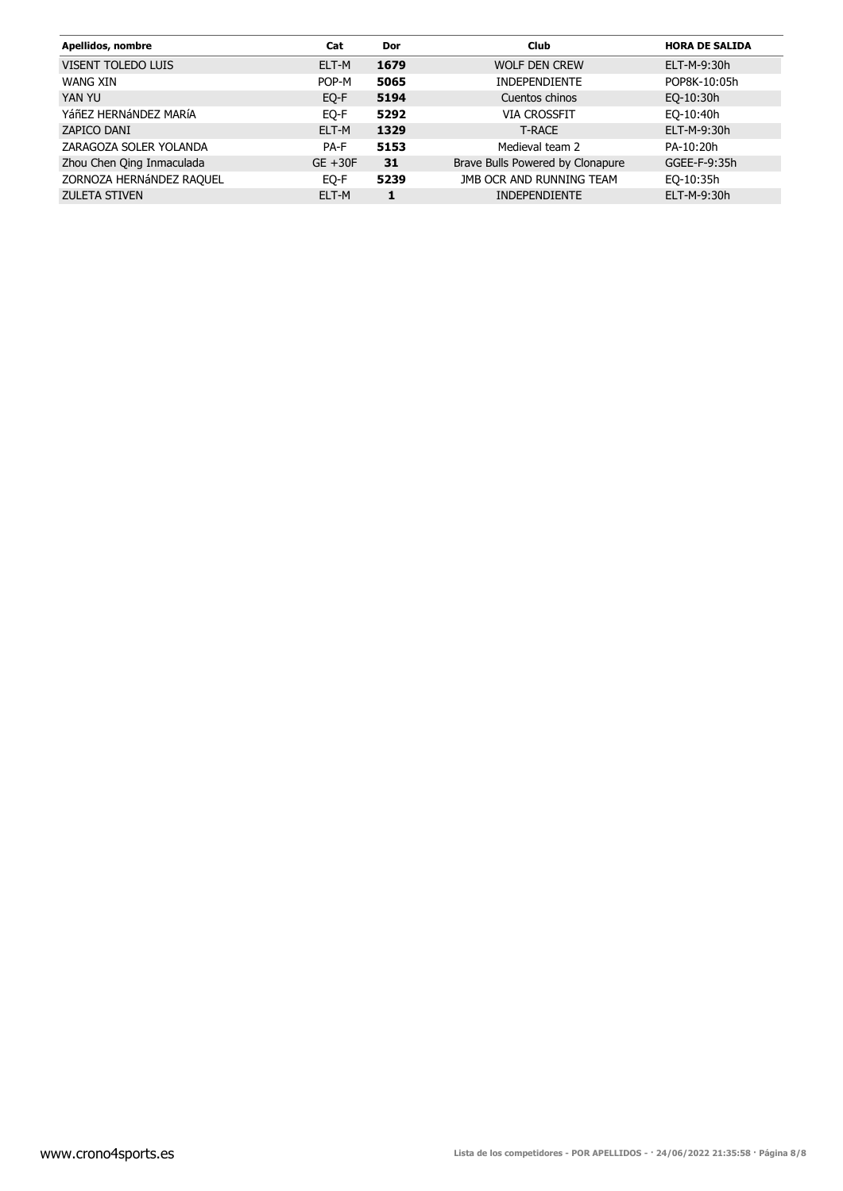| Apellidos, nombre | Cat | Dor | Club | HORA DE SALIDA |
|---|---|---|---|---|
| VISENT TOLEDO LUIS | ELT-M | **1679** | WOLF DEN CREW | ELT-M-9:30h |
| WANG XIN | POP-M | **5065** | INDEPENDIENTE | POP8K-10:05h |
| YAN YU | EQ-F | **5194** | Cuentos chinos | EQ-10:30h |
| YáñEZ HERNáNDEZ MARíA | EQ-F | **5292** | VIA CROSSFIT | EQ-10:40h |
| ZAPICO DANI | ELT-M | **1329** | T-RACE | ELT-M-9:30h |
| ZARAGOZA SOLER YOLANDA | PA-F | **5153** | Medieval team 2 | PA-10:20h |
| Zhou Chen Qing Inmaculada | GE +30F | **31** | Brave Bulls Powered by Clonapure | GGEE-F-9:35h |
| ZORNOZA HERNáNDEZ RAQUEL | EQ-F | **5239** | JMB OCR AND RUNNING TEAM | EQ-10:35h |
| ZULETA STIVEN | ELT-M | **1** | INDEPENDIENTE | ELT-M-9:30h |